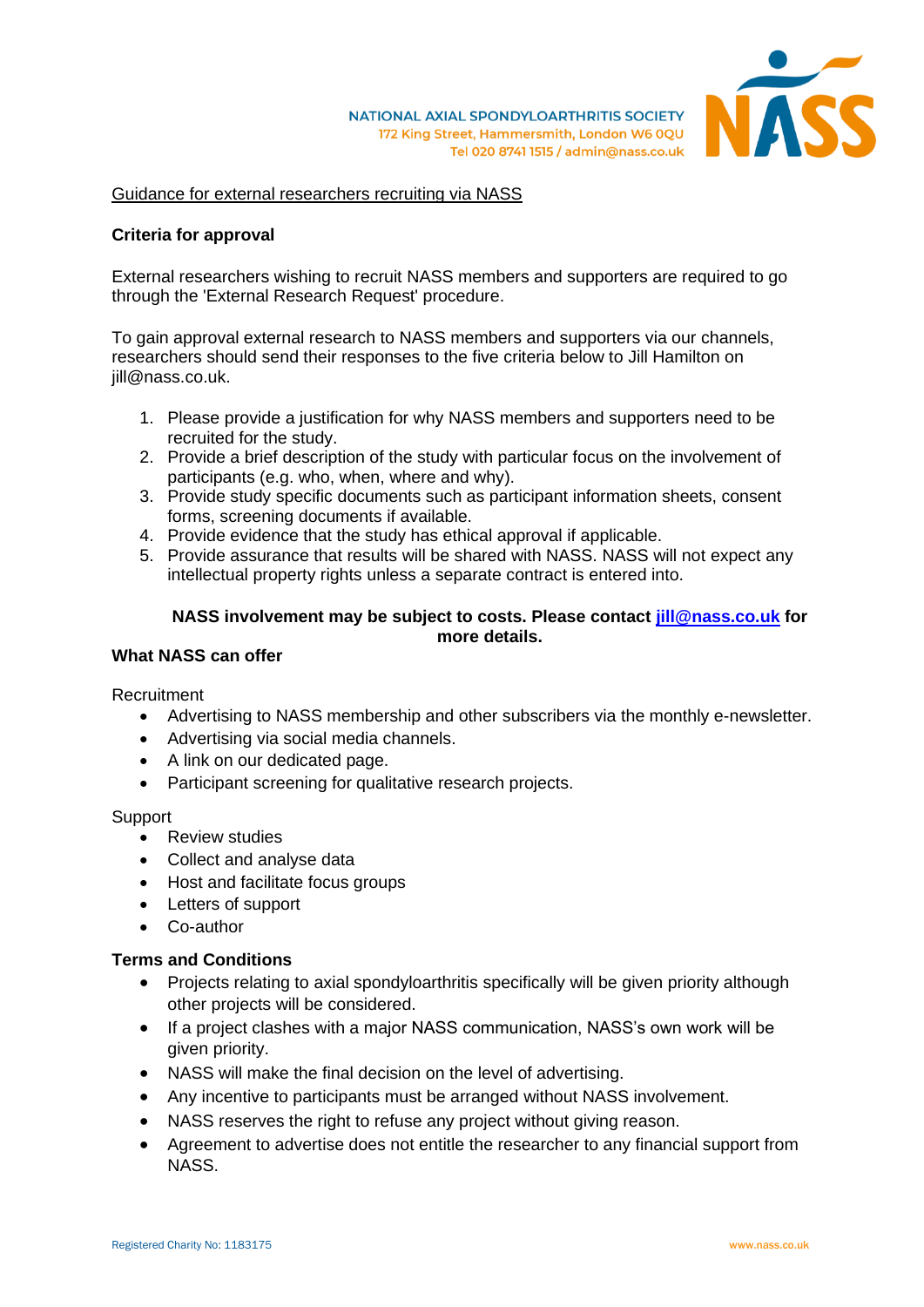NATIONAL AXIAL SPONDYLOARTHRITIS SOCIETY
172 King Street, Hammersmith, London W6 0QU
Tel 020 8741 1515 / admin@nass.co.uk

Guidance for external researchers recruiting via NASS

**Criteria for approval**

External researchers wishing to recruit NASS members and supporters are required to go through the 'External Research Request' procedure.

To gain approval external research to NASS members and supporters via our channels, researchers should send their responses to the five criteria below to Jill Hamilton on jill@nass.co.uk.

1. Please provide a justification for why NASS members and supporters need to be recruited for the study.
2. Provide a brief description of the study with particular focus on the involvement of participants (e.g. who, when, where and why).
3. Provide study specific documents such as participant information sheets, consent forms, screening documents if available.
4. Provide evidence that the study has ethical approval if applicable.
5. Provide assurance that results will be shared with NASS. NASS will not expect any intellectual property rights unless a separate contract is entered into.

**NASS involvement may be subject to costs. Please contact [jill@nass.co.uk](mailto:jill@nass.co.uk) for more details.**

**What NASS can offer**

Recruitment

- Advertising to NASS membership and other subscribers via the monthly e-newsletter.
- Advertising via social media channels.
- A link on our dedicated page.
- Participant screening for qualitative research projects.

Support

- Review studies
- Collect and analyse data
- Host and facilitate focus groups
- Letters of support
- Co-author

**Terms and Conditions**

- Projects relating to axial spondyloarthritis specifically will be given priority although other projects will be considered.
- If a project clashes with a major NASS communication, NASS's own work will be given priority.
- NASS will make the final decision on the level of advertising.
- Any incentive to participants must be arranged without NASS involvement.
- NASS reserves the right to refuse any project without giving reason.
- Agreement to advertise does not entitle the researcher to any financial support from NASS.